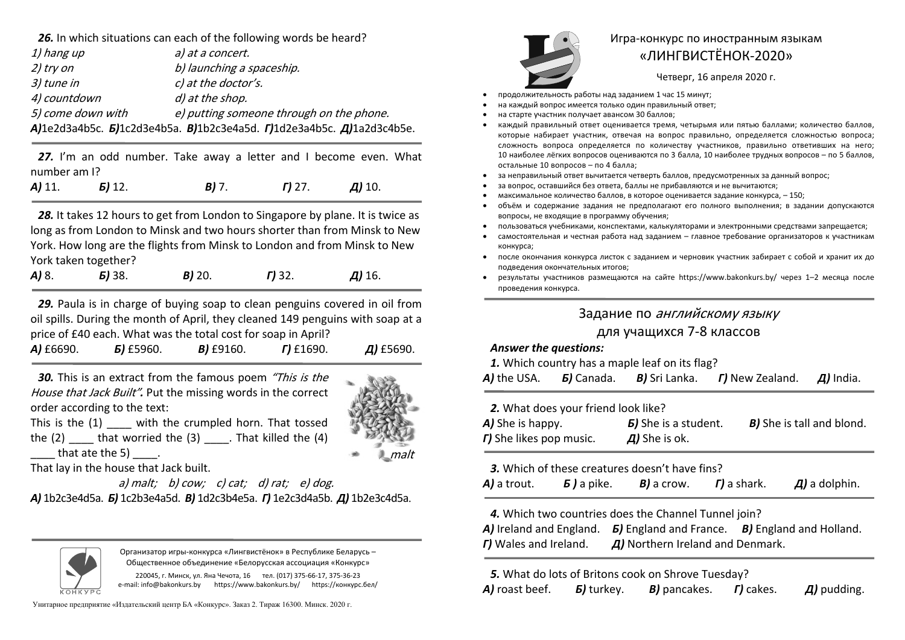**26.** In which situations can each of the following words be heard?

| | |
|---|---|
| *1) hang up* | *a) at a concert.* |
| *2) try on* | *b) launching a spaceship.* |
| *3) tune in* | *c) at the doctor's.* |
| *4) countdown* | *d) at the shop.* |
| *5) come down with* | *e) putting someone through on the phone.* |

***А)***1e2d3a4b5c. ***Б)***1c2d3e4b5a. ***В)***1b2c3e4a5d. ***Г)***1d2e3a4b5c. ***Д)***1a2d3c4b5e.

---

**27.** I'm an odd number. Take away a letter and I become even. What number am I?

***А)*** 11. ***Б)*** 12. ***В)*** 7. ***Г)*** 27. ***Д)*** 10.

---

**28.** It takes 12 hours to get from London to Singapore by plane. It is twice as long as from London to Minsk and two hours shorter than from Minsk to New York. How long are the flights from Minsk to London and from Minsk to New York taken together?

***А)*** 8. ***Б)*** 38. ***В)*** 20. ***Г)*** 32. ***Д)*** 16.

---

**29.** Paula is in charge of buying soap to clean penguins covered in oil from oil spills. During the month of April, they cleaned 149 penguins with soap at a price of £40 each. What was the total cost for soap in April?

***А)*** £6690. ***Б)*** £5960. ***В)*** £9160. ***Г)*** £1690. ***Д)*** £5690.

---

**30.** This is an extract from the famous poem *"This is the House that Jack Built"*. Put the missing words in the correct order according to the text:

This is the (1) ____ with the crumpled horn. That tossed the (2) ____ that worried the (3) ____. That killed the (4) ____ that ate the 5) ____.

That lay in the house that Jack built.

*malt*

*a) malt; b) cow; c) cat; d) rat; e) dog.*

***А)*** 1b2c3e4d5a. ***Б)*** 1c2b3e4a5d. ***В)*** 1d2c3b4e5a. ***Г)*** 1e2c3d4a5b. ***Д)*** 1b2e3c4d5a.

---

Организатор игры-конкурса «Лингвистёнок» в Республике Беларусь – Общественное объединение «Белорусская ассоциация «Конкурс»

220045, г. Минск, ул. Яна Чечота, 16 тел. (017) 375-66-17, 375-36-23
e-mail: info@bakonkurs.by https://www.bakonkurs.by/ https://конкурс.бел/

Унитарное предприятие «Издательский центр БА «Конкурс». Заказ 2. Тираж 16300. Минск. 2020 г.

# Игра-конкурс по иностранным языкам «ЛИНГВИСТЁНОК-2020»

Четверг, 16 апреля 2020 г.

- продолжительность работы над заданием 1 час 15 минут;
- на каждый вопрос имеется только один правильный ответ;
- на старте участник получает авансом 30 баллов;
- каждый правильный ответ оценивается тремя, четырьмя или пятью баллами; количество баллов, которые набирает участник, отвечая на вопрос правильно, определяется сложностью вопроса; сложность вопроса определяется по количеству участников, правильно ответивших на него; 10 наиболее лёгких вопросов оцениваются по 3 балла, 10 наиболее трудных вопросов – по 5 баллов, остальные 10 вопросов – по 4 балла;
- за неправильный ответ вычитается четверть баллов, предусмотренных за данный вопрос;
- за вопрос, оставшийся без ответа, баллы не прибавляются и не вычитаются;
- максимальное количество баллов, в которое оценивается задание конкурса, – 150;
- объём и содержание задания не предполагают его полного выполнения; в задании допускаются вопросы, не входящие в программу обучения;
- пользоваться учебниками, конспектами, калькуляторами и электронными средствами запрещается;
- самостоятельная и честная работа над заданием – главное требование организаторов к участникам конкурса;
- после окончания конкурса листок с заданием и черновик участник забирает с собой и хранит их до подведения окончательных итогов;
- результаты участников размещаются на сайте https://www.bakonkurs.by/ через 1–2 месяца после проведения конкурса.

## Задание по *английскому языку* для учащихся 7-8 классов

***Answer the questions:***

**1.** Which country has a maple leaf on its flag?

***А)*** the USA. ***Б)*** Canada. ***В)*** Sri Lanka. ***Г)*** New Zealand. ***Д)*** India.

---

**2.** What does your friend look like?

***А)*** She is happy. ***Б)*** She is a student. ***В)*** She is tall and blond.
***Г)*** She likes pop music. ***Д)*** She is ok.

---

**3.** Which of these creatures doesn't have fins?

***А)*** a trout. ***Б )*** a pike. ***В)*** a crow. ***Г)*** a shark. ***Д)*** a dolphin.

---

**4.** Which two countries does the Channel Tunnel join?

***А)*** Ireland and England. ***Б)*** England and France. ***В)*** England and Holland.
***Г)*** Wales and Ireland. ***Д)*** Northern Ireland and Denmark.

---

**5.** What do lots of Britons cook on Shrove Tuesday?

***А)*** roast beef. ***Б)*** turkey. ***В)*** pancakes. ***Г)*** cakes. ***Д)*** pudding.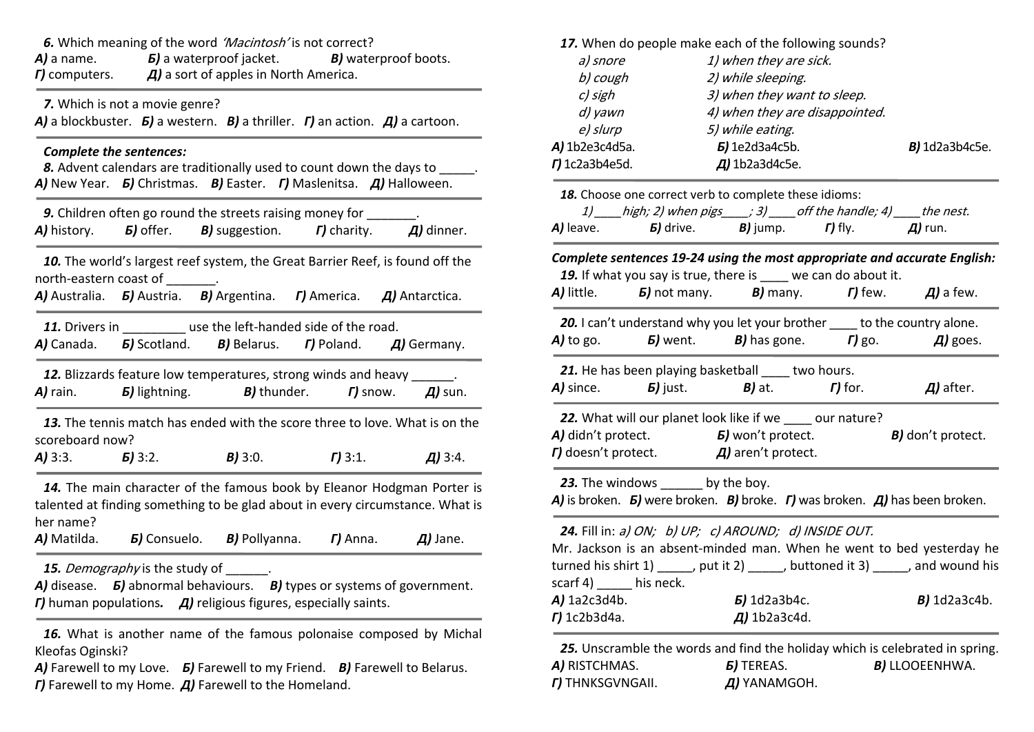**6.** Which meaning of the word *'Macintosh'* is not correct?
**А)** a name. **Б)** a waterproof jacket. **В)** waterproof boots.
**Г)** computers. **Д)** a sort of apples in North America.

**7.** Which is not a movie genre?
**А)** a blockbuster. **Б)** a western. **В)** a thriller. **Г)** an action. **Д)** a cartoon.

***Complete the sentences:***

**8.** Advent calendars are traditionally used to count down the days to _____.
**А)** New Year. **Б)** Christmas. **В)** Easter. **Г)** Maslenitsa. **Д)** Halloween.

**9.** Children often go round the streets raising money for _______.
**А)** history. **Б)** offer. **В)** suggestion. **Г)** charity. **Д)** dinner.

**10.** The world's largest reef system, the Great Barrier Reef, is found off the north-eastern coast of _______.
**А)** Australia. **Б)** Austria. **В)** Argentina. **Г)** America. **Д)** Antarctica.

**11.** Drivers in _________ use the left-handed side of the road.
**А)** Canada. **Б)** Scotland. **В)** Belarus. **Г)** Poland. **Д)** Germany.

**12.** Blizzards feature low temperatures, strong winds and heavy ______.
**А)** rain. **Б)** lightning. **В)** thunder. **Г)** snow. **Д)** sun.

**13.** The tennis match has ended with the score three to love. What is on the scoreboard now?
**А)** 3:3. **Б)** 3:2. **В)** 3:0. **Г)** 3:1. **Д)** 3:4.

**14.** The main character of the famous book by Eleanor Hodgman Porter is talented at finding something to be glad about in every circumstance. What is her name?
**А)** Matilda. **Б)** Consuelo. **В)** Pollyanna. **Г)** Anna. **Д)** Jane.

**15.** *Demography* is the study of ______.
**А)** disease. **Б)** abnormal behaviours. **В)** types or systems of government.
**Г)** human populations. **Д)** religious figures, especially saints.

**16.** What is another name of the famous polonaise composed by Michal Kleofas Oginski?
**А)** Farewell to my Love. **Б)** Farewell to my Friend. **В)** Farewell to Belarus.
**Г)** Farewell to my Home. **Д)** Farewell to the Homeland.

**17.** When do people make each of the following sounds?

*a) snore* — *1) when they are sick.*
*b) cough* — *2) while sleeping.*
*c) sigh* — *3) when they want to sleep.*
*d) yawn* — *4) when they are disappointed.*
*e) slurp* — *5) while eating.*

**А)** 1b2e3c4d5a. **Б)** 1e2d3a4c5b. **В)** 1d2a3b4c5e.
**Г)** 1c2a3b4e5d. **Д)** 1b2a3d4c5e.

**18.** Choose one correct verb to complete these idioms:
*1) ____high; 2) when pigs____; 3) ____off the handle; 4) ____the nest.*
**А)** leave. **Б)** drive. **В)** jump. **Г)** fly. **Д)** run.

***Complete sentences 19-24 using the most appropriate and accurate English:***

**19.** If what you say is true, there is ____ we can do about it.
**А)** little. **Б)** not many. **В)** many. **Г)** few. **Д)** a few.

**20.** I can't understand why you let your brother ____ to the country alone.
**А)** to go. **Б)** went. **В)** has gone. **Г)** go. **Д)** goes.

**21.** He has been playing basketball ____ two hours.
**А)** since. **Б)** just. **В)** at. **Г)** for. **Д)** after.

**22.** What will our planet look like if we ____ our nature?
**А)** didn't protect. **Б)** won't protect. **В)** don't protect.
**Г)** doesn't protect. **Д)** aren't protect.

**23.** The windows ______ by the boy.
**А)** is broken. **Б)** were broken. **В)** broke. **Г)** was broken. **Д)** has been broken.

**24.** Fill in: *a) ON; b) UP; c) AROUND; d) INSIDE OUT.*
Mr. Jackson is an absent-minded man. When he went to bed yesterday he turned his shirt 1) _____, put it 2) _____, buttoned it 3) _____, and wound his scarf 4) _____ his neck.
**А)** 1a2c3d4b. **Б)** 1d2a3b4c. **В)** 1d2a3c4b.
**Г)** 1c2b3d4a. **Д)** 1b2a3c4d.

**25.** Unscramble the words and find the holiday which is celebrated in spring.
**А)** RISTCHMAS. **Б)** TEREAS. **В)** LLOOEENHWA.
**Г)** THNKSGVNGAII. **Д)** YANAMGOH.